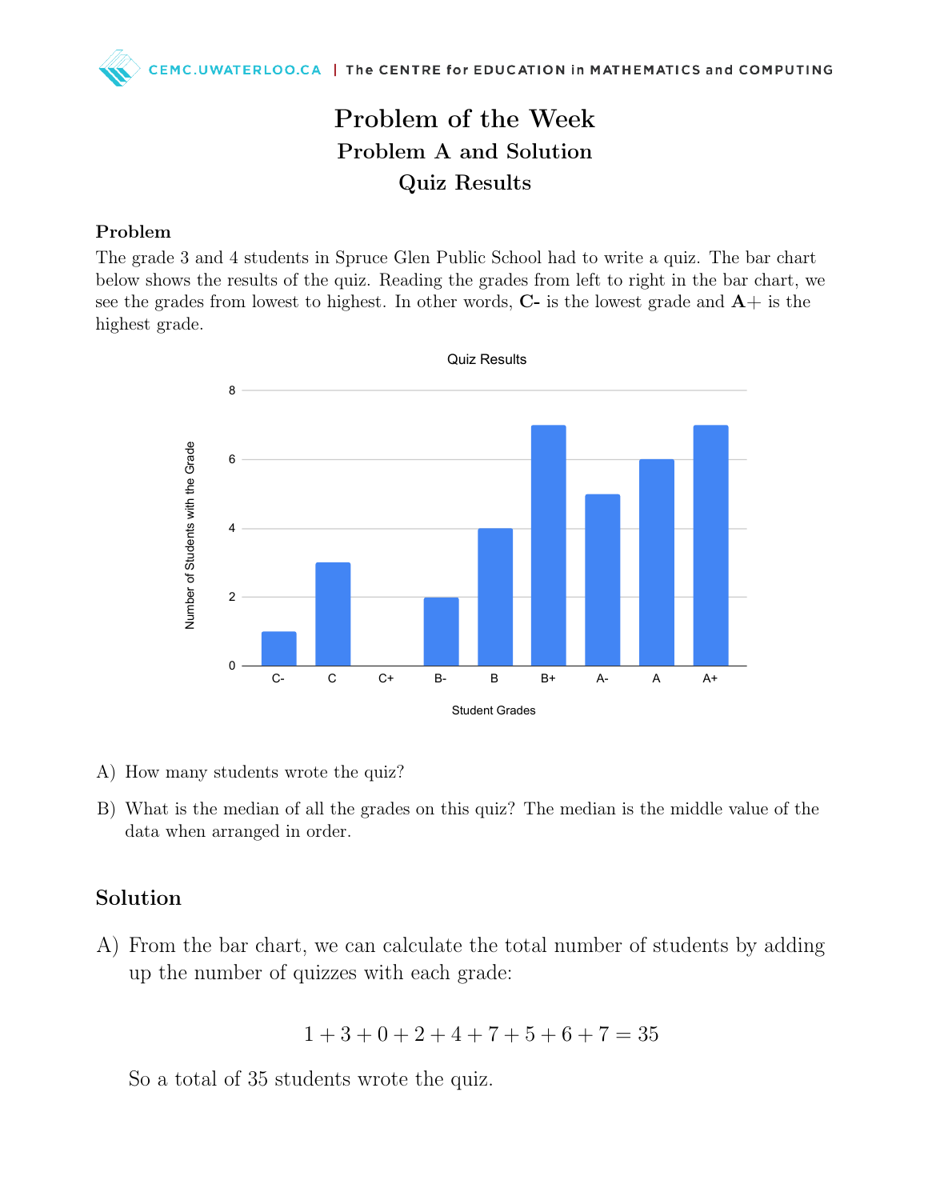# Problem of the Week

## Problem A and Solution

## Quiz Results

### Problem

The grade 3 and 4 students in Spruce Glen Public School had to write a quiz. The bar chart below shows the results of the quiz. Reading the grades from left to right in the bar chart, we see the grades from lowest to highest. In other words, **C-** is the lowest grade and **A+** is the highest grade.

Quiz Results

| Student Grades | C- | C | C+ | B- | B | B+ | A- | A | A+ |
|---|---|---|---|---|---|---|---|---|---|
| Number of Students with the Grade | 1 | 3 | 0 | 2 | 4 | 7 | 5 | 6 | 7 |

A) How many students wrote the quiz?

B) What is the median of all the grades on this quiz? The median is the middle value of the data when arranged in order.

## Solution

A) From the bar chart, we can calculate the total number of students by adding up the number of quizzes with each grade:

$$1 + 3 + 0 + 2 + 4 + 7 + 5 + 6 + 7 = 35$$

So a total of 35 students wrote the quiz.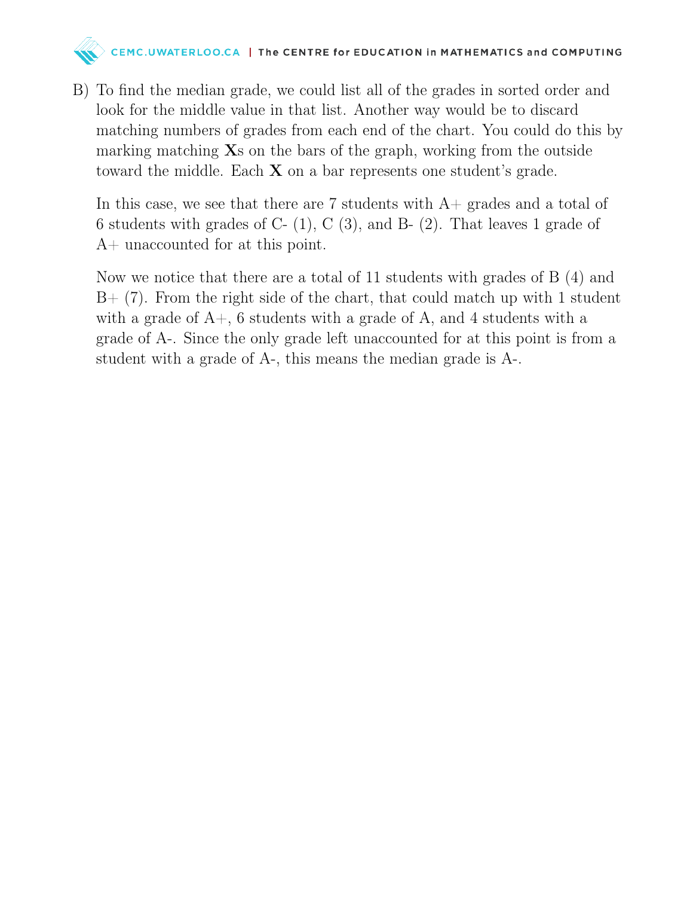B) To find the median grade, we could list all of the grades in sorted order and look for the middle value in that list. Another way would be to discard matching numbers of grades from each end of the chart. You could do this by marking matching **X**s on the bars of the graph, working from the outside toward the middle. Each **X** on a bar represents one student's grade.

In this case, we see that there are 7 students with A+ grades and a total of 6 students with grades of C- (1), C (3), and B- (2). That leaves 1 grade of A+ unaccounted for at this point.

Now we notice that there are a total of 11 students with grades of B (4) and B+ (7). From the right side of the chart, that could match up with 1 student with a grade of A+, 6 students with a grade of A, and 4 students with a grade of A-. Since the only grade left unaccounted for at this point is from a student with a grade of A-, this means the median grade is A-.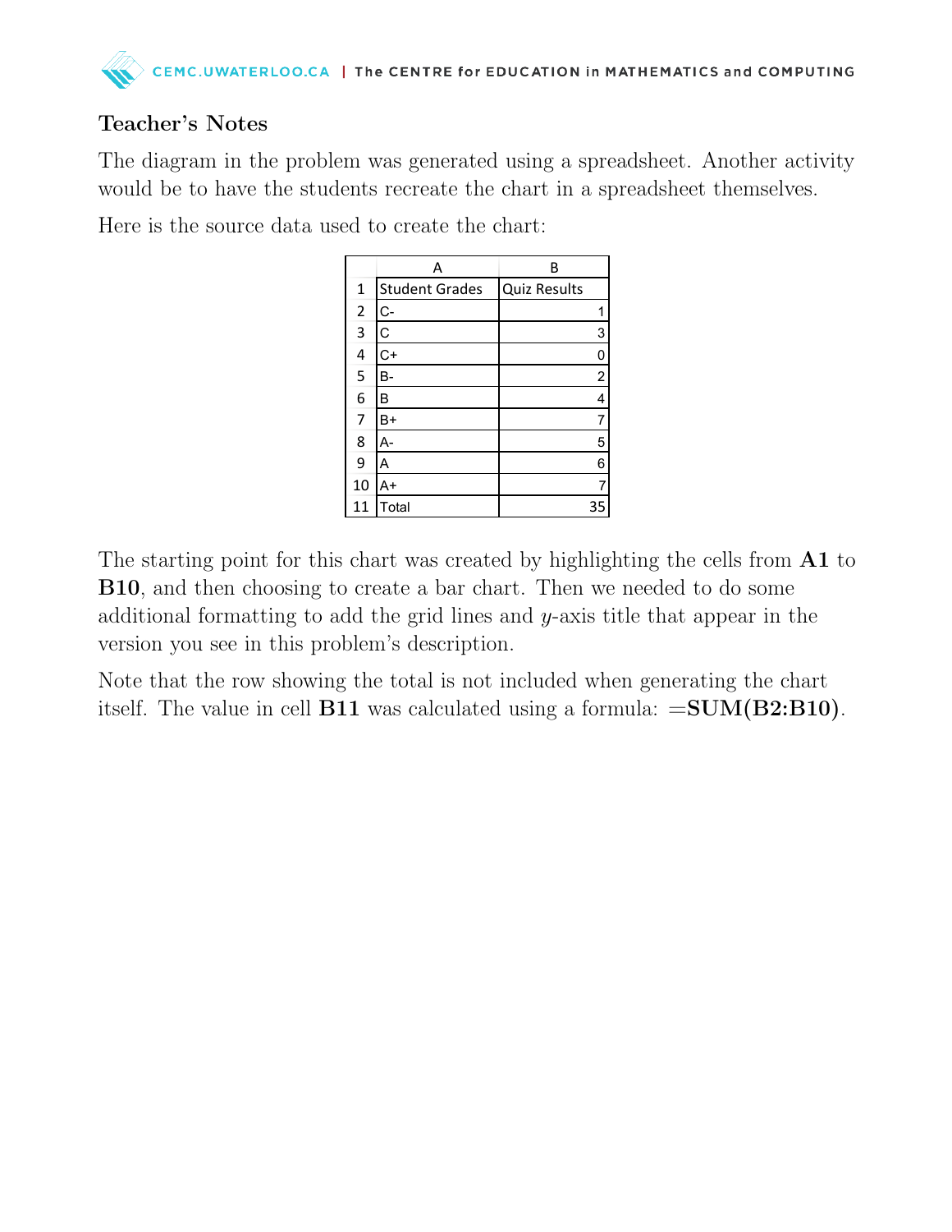## Teacher's Notes

The diagram in the problem was generated using a spreadsheet. Another activity would be to have the students recreate the chart in a spreadsheet themselves.

Here is the source data used to create the chart:

| | A | B |
|---|---|---|
| 1 | Student Grades | Quiz Results |
| 2 | C- | 1 |
| 3 | C | 3 |
| 4 | C+ | 0 |
| 5 | B- | 2 |
| 6 | B | 4 |
| 7 | B+ | 7 |
| 8 | A- | 5 |
| 9 | A | 6 |
| 10 | A+ | 7 |
| 11 | Total | 35 |

The starting point for this chart was created by highlighting the cells from **A1** to **B10**, and then choosing to create a bar chart. Then we needed to do some additional formatting to add the grid lines and $y$-axis title that appear in the version you see in this problem's description.

Note that the row showing the total is not included when generating the chart itself. The value in cell **B11** was calculated using a formula: **=SUM(B2:B10)**.